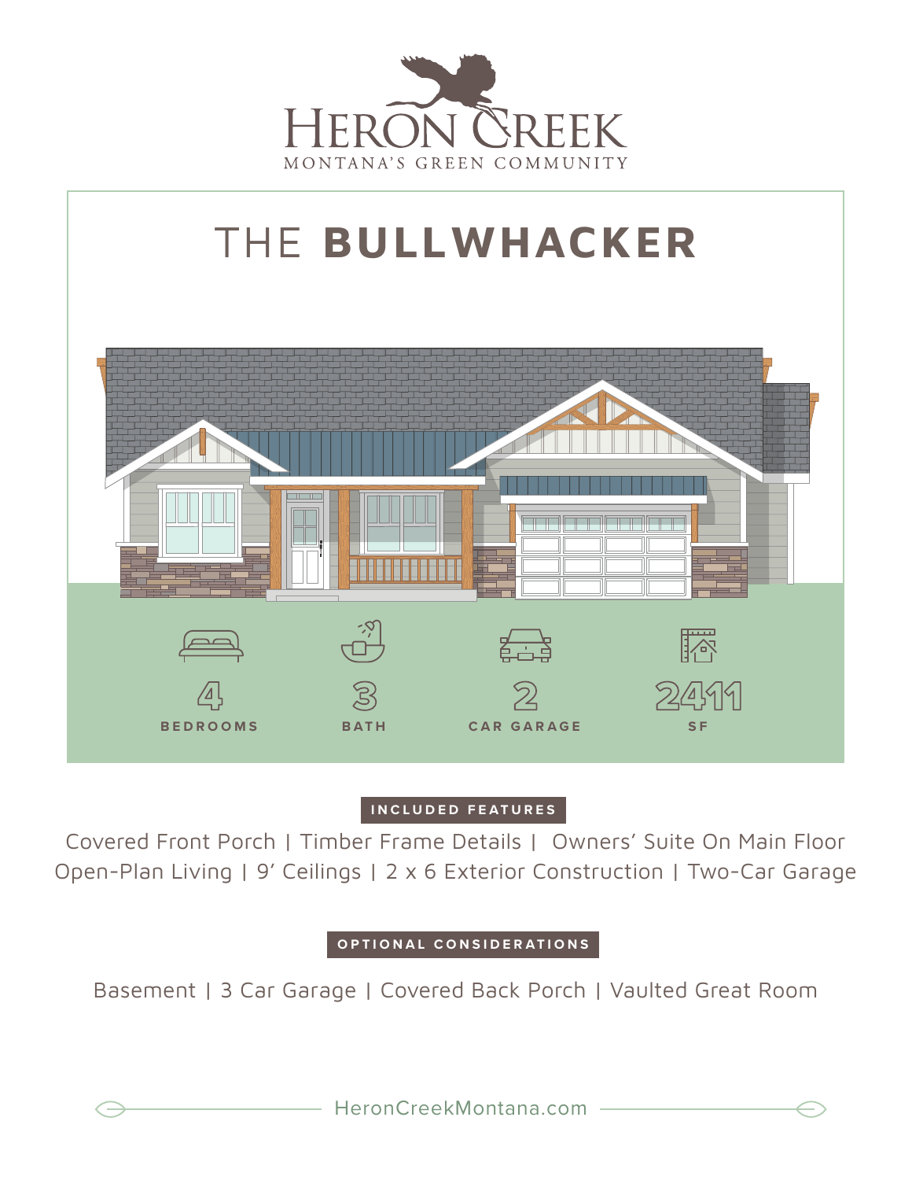# HERON CREEK

MONTANA'S GREEN COMMUNITY

## THE **BULLWHACKER**

4 BEDROOMS

3 BATH

2 CAR GARAGE

2411 SF

### INCLUDED FEATURES

Covered Front Porch | Timber Frame Details | Owners' Suite On Main Floor
Open-Plan Living | 9' Ceilings | 2 x 6 Exterior Construction | Two-Car Garage

### OPTIONAL CONSIDERATIONS

Basement | 3 Car Garage | Covered Back Porch | Vaulted Great Room

HeronCreekMontana.com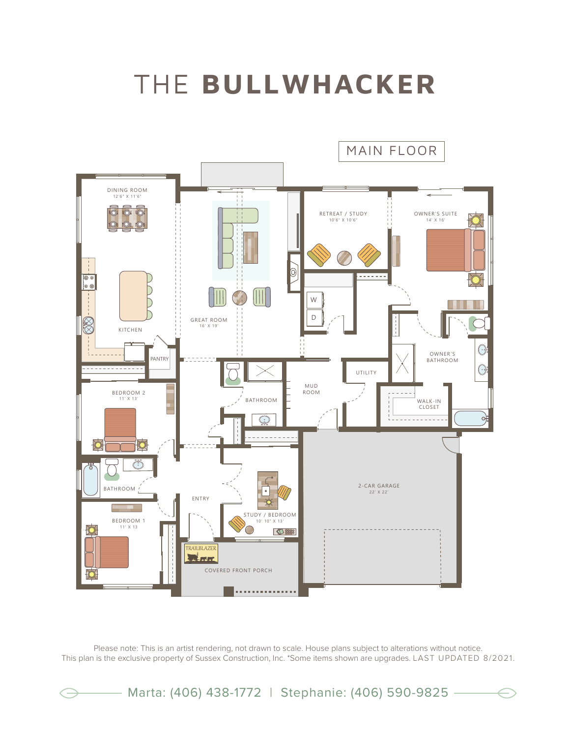# THE **BULLWHACKER**

MAIN FLOOR

DINING ROOM
12'6" X 11'6"

KITCHEN

PANTRY

GREAT ROOM
16' X 19'

RETREAT / STUDY
10'6" X 10'6"

OWNER'S SUITE
14' X 16'

W

D

OWNER'S BATHROOM

UTILITY

MUD ROOM

BATHROOM

WALK-IN CLOSET

BEDROOM 2
11' X 13'

BATHROOM

ENTRY

STUDY / BEDROOM
10' 10" X 13'

2-CAR GARAGE
22' X 22'

BEDROOM 1
11' X 13

TRAILBLAZER

COVERED FRONT PORCH

Please note: This is an artist rendering, not drawn to scale. House plans subject to alterations without notice.
This plan is the exclusive property of Sussex Construction, Inc. *Some items shown are upgrades. LAST UPDATED 8/2021.

Marta: (406) 438-1772 | Stephanie: (406) 590-9825